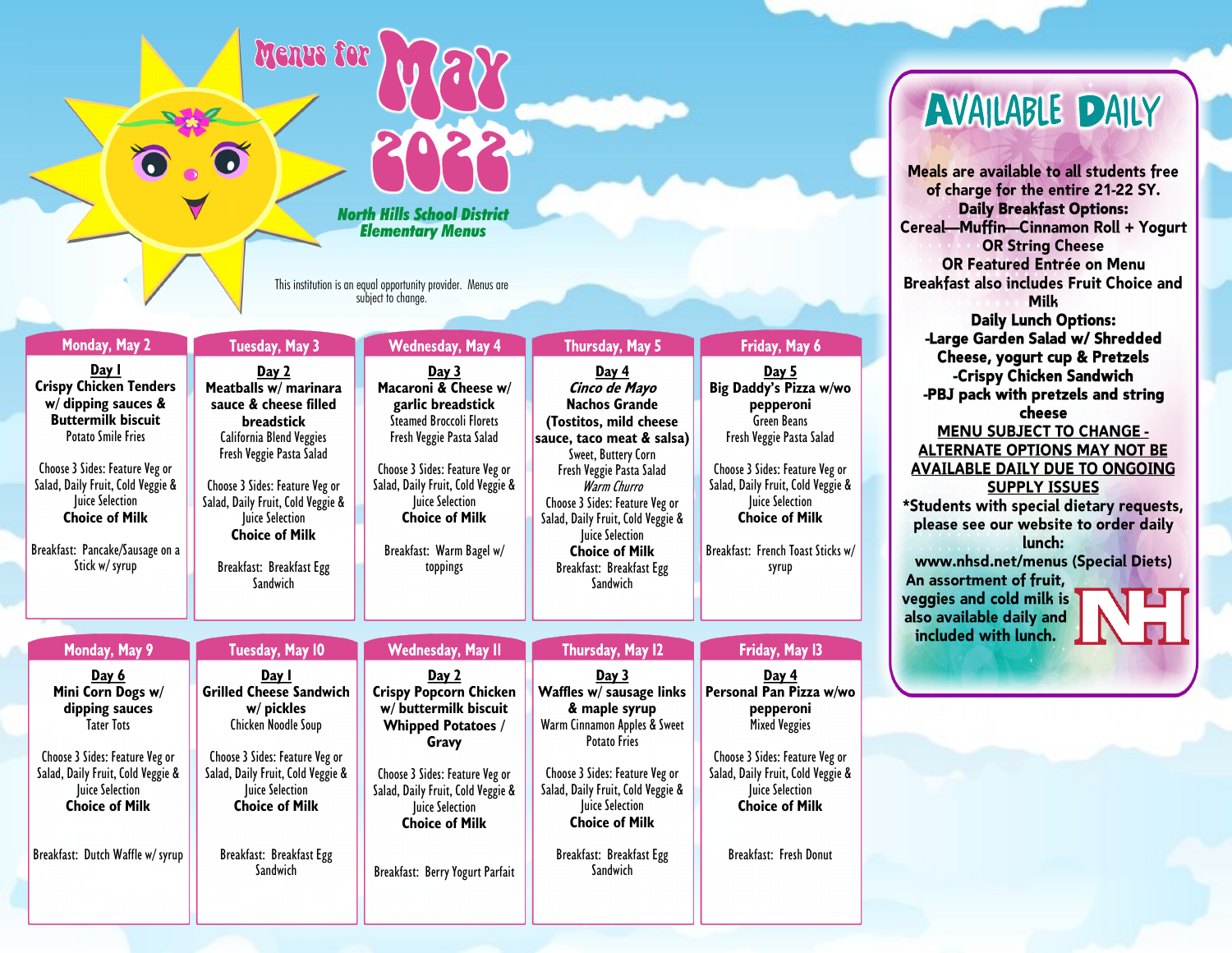# Menus for May 2022

## North Hills School District Elementary Menus

This institution is an equal opportunity provider. Menus are subject to change.

### Monday, May 2

**Day 1**
**Crispy Chicken Tenders w/ dipping sauces & Buttermilk biscuit**
Potato Smile Fries

Choose 3 Sides: Feature Veg or Salad, Daily Fruit, Cold Veggie & Juice Selection
**Choice of Milk**

Breakfast: Pancake/Sausage on a Stick w/ syrup

### Tuesday, May 3

**Day 2**
**Meatballs w/ marinara sauce & cheese filled breadstick**
California Blend Veggies
Fresh Veggie Pasta Salad

Choose 3 Sides: Feature Veg or Salad, Daily Fruit, Cold Veggie & Juice Selection
**Choice of Milk**

Breakfast: Breakfast Egg Sandwich

### Wednesday, May 4

**Day 3**
**Macaroni & Cheese w/ garlic breadstick**
Steamed Broccoli Florets
Fresh Veggie Pasta Salad

Choose 3 Sides: Feature Veg or Salad, Daily Fruit, Cold Veggie & Juice Selection
**Choice of Milk**

Breakfast: Warm Bagel w/ toppings

### Thursday, May 5

**Day 4**
***Cinco de Mayo***
**Nachos Grande (Tostitos, mild cheese sauce, taco meat & salsa)**
Sweet, Buttery Corn
Fresh Veggie Pasta Salad
*Warm Churro*
Choose 3 Sides: Feature Veg or Salad, Daily Fruit, Cold Veggie & Juice Selection
**Choice of Milk**
Breakfast: Breakfast Egg Sandwich

### Friday, May 6

**Day 5**
**Big Daddy's Pizza w/wo pepperoni**
Green Beans
Fresh Veggie Pasta Salad

Choose 3 Sides: Feature Veg or Salad, Daily Fruit, Cold Veggie & Juice Selection
**Choice of Milk**

Breakfast: French Toast Sticks w/ syrup

### Monday, May 9

**Day 6**
**Mini Corn Dogs w/ dipping sauces**
Tater Tots

Choose 3 Sides: Feature Veg or Salad, Daily Fruit, Cold Veggie & Juice Selection
**Choice of Milk**

Breakfast: Dutch Waffle w/ syrup

### Tuesday, May 10

**Day 1**
**Grilled Cheese Sandwich w/ pickles**
Chicken Noodle Soup

Choose 3 Sides: Feature Veg or Salad, Daily Fruit, Cold Veggie & Juice Selection
**Choice of Milk**

Breakfast: Breakfast Egg Sandwich

### Wednesday, May 11

**Day 2**
**Crispy Popcorn Chicken w/ buttermilk biscuit**
**Whipped Potatoes / Gravy**

Choose 3 Sides: Feature Veg or Salad, Daily Fruit, Cold Veggie & Juice Selection
**Choice of Milk**

Breakfast: Berry Yogurt Parfait

### Thursday, May 12

**Day 3**
**Waffles w/ sausage links & maple syrup**
Warm Cinnamon Apples & Sweet Potato Fries

Choose 3 Sides: Feature Veg or Salad, Daily Fruit, Cold Veggie & Juice Selection
**Choice of Milk**

Breakfast: Breakfast Egg Sandwich

### Friday, May 13

**Day 4**
**Personal Pan Pizza w/wo pepperoni**
Mixed Veggies

Choose 3 Sides: Feature Veg or Salad, Daily Fruit, Cold Veggie & Juice Selection
**Choice of Milk**

Breakfast: Fresh Donut

## Available Daily

**Meals are available to all students free of charge for the entire 21-22 SY.**

**Daily Breakfast Options:**
**Cereal—Muffin—Cinnamon Roll + Yogurt OR String Cheese OR Featured Entrée on Menu**
**Breakfast also includes Fruit Choice and Milk**

**Daily Lunch Options:**
**-Large Garden Salad w/ Shredded Cheese, yogurt cup & Pretzels**
**-Crispy Chicken Sandwich**
**-PBJ pack with pretzels and string cheese**

**MENU SUBJECT TO CHANGE - ALTERNATE OPTIONS MAY NOT BE AVAILABLE DAILY DUE TO ONGOING SUPPLY ISSUES**

**\*Students with special dietary requests, please see our website to order daily lunch: www.nhsd.net/menus (Special Diets)**

**An assortment of fruit, veggies and cold milk is also available daily and included with lunch.**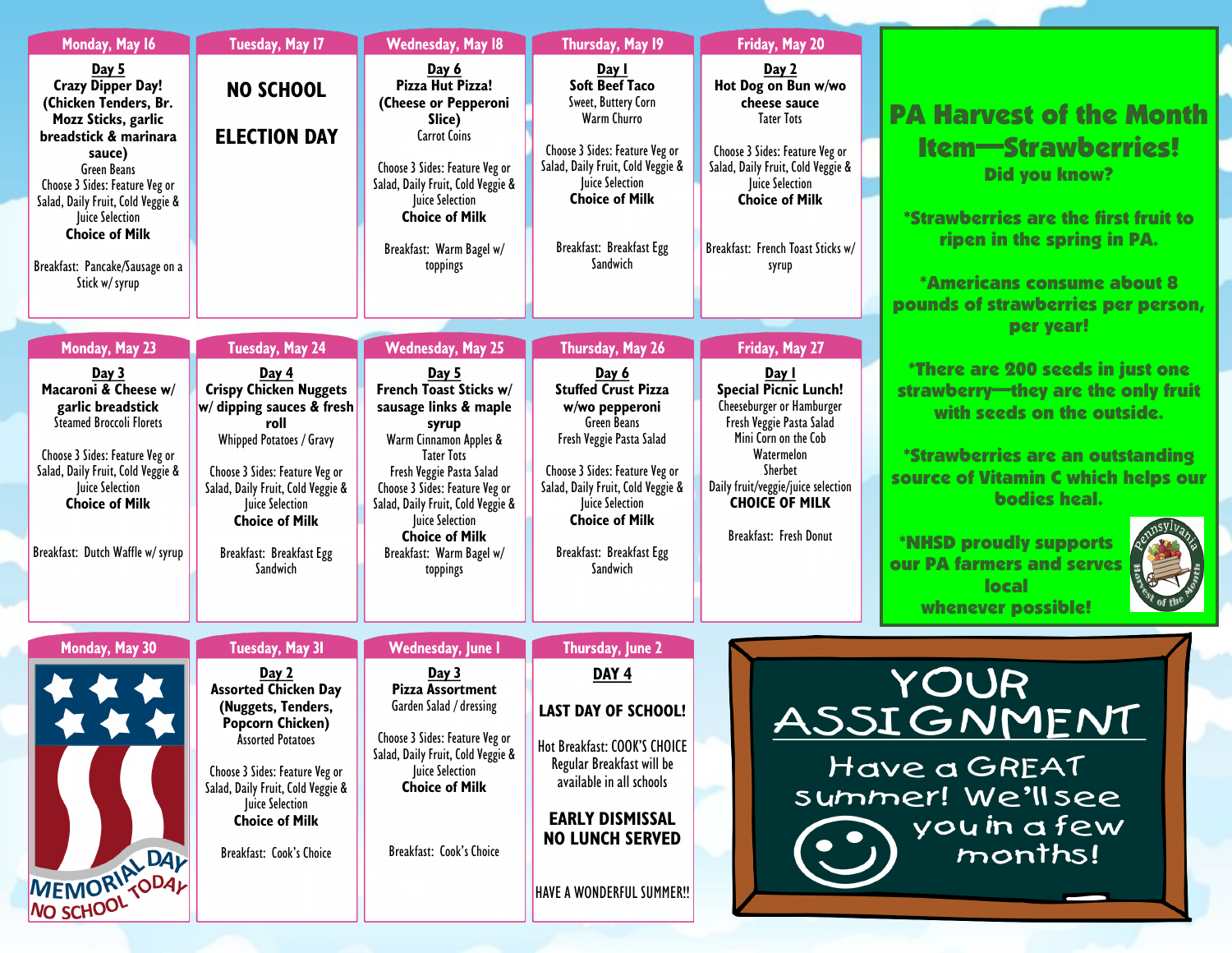| Monday, May 16 | Tuesday, May 17 | Wednesday, May 18 | Thursday, May 19 | Friday, May 20 |
|---|---|---|---|---|
| **Day 5** **Crazy Dipper Day! (Chicken Tenders, Br. Mozz Sticks, garlic breadstick & marinara sauce)** Green Beans Choose 3 Sides: Feature Veg or Salad, Daily Fruit, Cold Veggie & Juice Selection **Choice of Milk** Breakfast: Pancake/Sausage on a Stick w/ syrup | **NO SCHOOL** **ELECTION DAY** | **Day 6** **Pizza Hut Pizza! (Cheese or Pepperoni Slice)** Carrot Coins Choose 3 Sides: Feature Veg or Salad, Daily Fruit, Cold Veggie & Juice Selection **Choice of Milk** Breakfast: Warm Bagel w/ toppings | **Day 1** **Soft Beef Taco** Sweet, Buttery Corn Warm Churro Choose 3 Sides: Feature Veg or Salad, Daily Fruit, Cold Veggie & Juice Selection **Choice of Milk** Breakfast: Breakfast Egg Sandwich | **Day 2** **Hot Dog on Bun w/wo cheese sauce** Tater Tots Choose 3 Sides: Feature Veg or Salad, Daily Fruit, Cold Veggie & Juice Selection **Choice of Milk** Breakfast: French Toast Sticks w/ syrup |

| Monday, May 23 | Tuesday, May 24 | Wednesday, May 25 | Thursday, May 26 | Friday, May 27 |
|---|---|---|---|---|
| **Day 3** **Macaroni & Cheese w/ garlic breadstick** Steamed Broccoli Florets Choose 3 Sides: Feature Veg or Salad, Daily Fruit, Cold Veggie & Juice Selection **Choice of Milk** Breakfast: Dutch Waffle w/ syrup | **Day 4** **Crispy Chicken Nuggets w/ dipping sauces & fresh roll** Whipped Potatoes / Gravy Choose 3 Sides: Feature Veg or Salad, Daily Fruit, Cold Veggie & Juice Selection **Choice of Milk** Breakfast: Breakfast Egg Sandwich | **Day 5** **French Toast Sticks w/ sausage links & maple syrup** Warm Cinnamon Apples & Tater Tots Fresh Veggie Pasta Salad Choose 3 Sides: Feature Veg or Salad, Daily Fruit, Cold Veggie & Juice Selection **Choice of Milk** Breakfast: Warm Bagel w/ toppings | **Day 6** **Stuffed Crust Pizza w/wo pepperoni** Green Beans Fresh Veggie Pasta Salad Choose 3 Sides: Feature Veg or Salad, Daily Fruit, Cold Veggie & Juice Selection **Choice of Milk** Breakfast: Breakfast Egg Sandwich | **Day 1** **Special Picnic Lunch!** Cheeseburger or Hamburger Fresh Veggie Pasta Salad Mini Corn on the Cob Watermelon Sherbet Daily fruit/veggie/juice selection **CHOICE OF MILK** Breakfast: Fresh Donut |

| Monday, May 30 | Tuesday, May 31 | Wednesday, June 1 | Thursday, June 2 |
|---|---|---|---|
| MEMORIAL DAY TODAY NO SCHOOL | **Day 2** **Assorted Chicken Day (Nuggets, Tenders, Popcorn Chicken)** Assorted Potatoes Choose 3 Sides: Feature Veg or Salad, Daily Fruit, Cold Veggie & Juice Selection **Choice of Milk** Breakfast: Cook's Choice | **Day 3** **Pizza Assortment** Garden Salad / dressing Choose 3 Sides: Feature Veg or Salad, Daily Fruit, Cold Veggie & Juice Selection **Choice of Milk** Breakfast: Cook's Choice | **DAY 4** **LAST DAY OF SCHOOL!** Hot Breakfast: COOK'S CHOICE Regular Breakfast will be available in all schools **EARLY DISMISSAL NO LUNCH SERVED** HAVE A WONDERFUL SUMMER!! |

## PA Harvest of the Month Item—Strawberries!

**Did you know?**

*Strawberries are the first fruit to ripen in the spring in PA.

*Americans consume about 8 pounds of strawberries per person, per year!

*There are 200 seeds in just one strawberry—they are the only fruit with seeds on the outside.

*Strawberries are an outstanding source of Vitamin C which helps our bodies heal.

*NHSD proudly supports our PA farmers and serves local whenever possible!

## YOUR ASSIGNMENT

Have a GREAT summer! We'll see you in a few months!